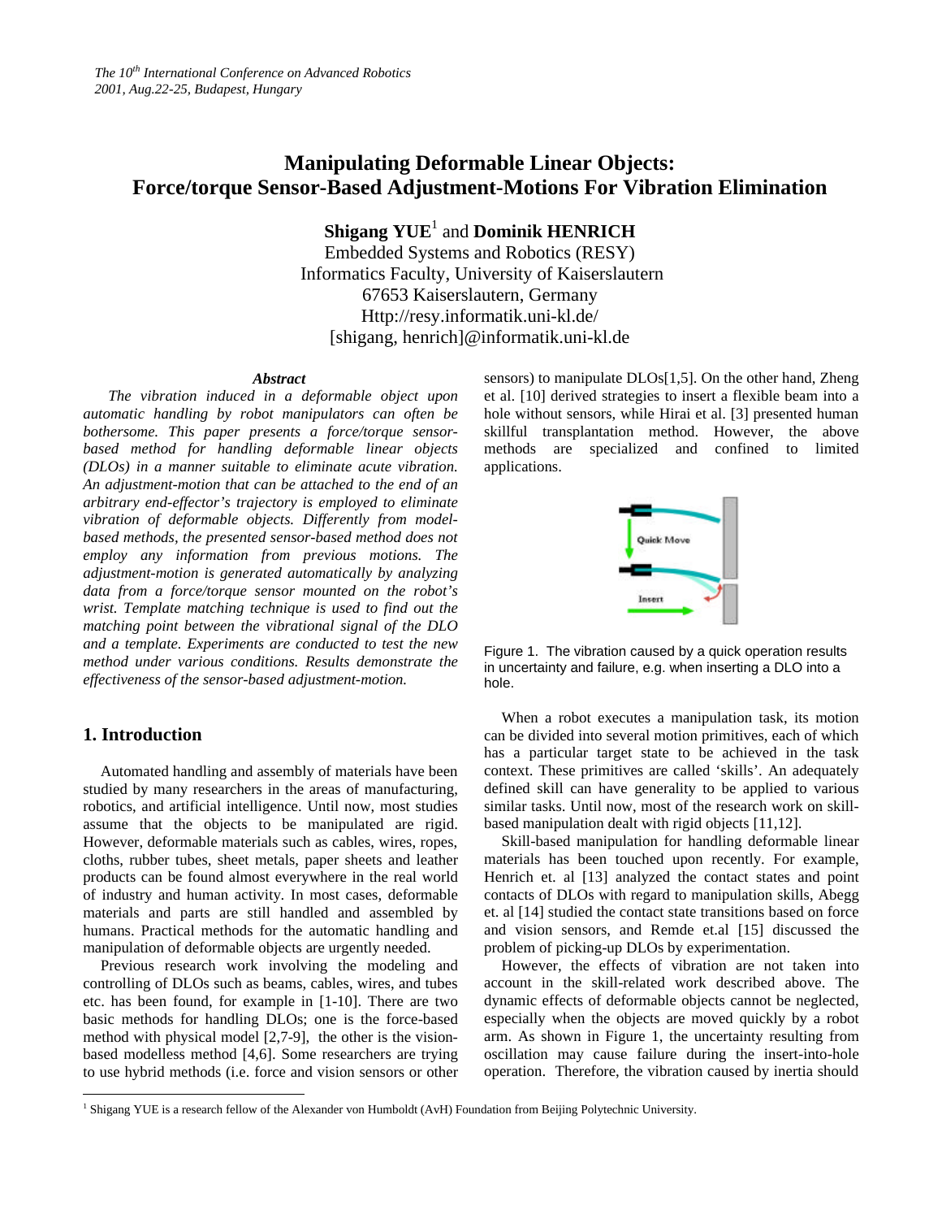# Manipulating Deformable Linear Objects: Force/torque Sensor-Based Adjustment-Motions For Vibration Elimination

**Shigang YUE**[1] and **Dominik HENRICH**

Embedded Systems and Robotics (RESY)
Informatics Faculty, University of Kaiserslautern
67653 Kaiserslautern, Germany
Http://resy.informatik.uni-kl.de/
[shigang, henrich]@informatik.uni-kl.de

### *Abstract*

*The vibration induced in a deformable object upon automatic handling by robot manipulators can often be bothersome. This paper presents a force/torque sensor-based method for handling deformable linear objects (DLOs) in a manner suitable to eliminate acute vibration. An adjustment-motion that can be attached to the end of an arbitrary end-effector's trajectory is employed to eliminate vibration of deformable objects. Differently from model-based methods, the presented sensor-based method does not employ any information from previous motions. The adjustment-motion is generated automatically by analyzing data from a force/torque sensor mounted on the robot's wrist. Template matching technique is used to find out the matching point between the vibrational signal of the DLO and a template. Experiments are conducted to test the new method under various conditions. Results demonstrate the effectiveness of the sensor-based adjustment-motion.*

## 1. Introduction

Automated handling and assembly of materials have been studied by many researchers in the areas of manufacturing, robotics, and artificial intelligence. Until now, most studies assume that the objects to be manipulated are rigid. However, deformable materials such as cables, wires, ropes, cloths, rubber tubes, sheet metals, paper sheets and leather products can be found almost everywhere in the real world of industry and human activity. In most cases, deformable materials and parts are still handled and assembled by humans. Practical methods for the automatic handling and manipulation of deformable objects are urgently needed.

Previous research work involving the modeling and controlling of DLOs such as beams, cables, wires, and tubes etc. has been found, for example in [1-10]. There are two basic methods for handling DLOs; one is the force-based method with physical model [2,7-9], the other is the vision-based modelless method [4,6]. Some researchers are trying to use hybrid methods (i.e. force and vision sensors or other sensors) to manipulate DLOs[1,5]. On the other hand, Zheng et al. [10] derived strategies to insert a flexible beam into a hole without sensors, while Hirai et al. [3] presented human skillful transplantation method. However, the above methods are specialized and confined to limited applications.

Figure 1. The vibration caused by a quick operation results in uncertainty and failure, e.g. when inserting a DLO into a hole.

When a robot executes a manipulation task, its motion can be divided into several motion primitives, each of which has a particular target state to be achieved in the task context. These primitives are called 'skills'. An adequately defined skill can have generality to be applied to various similar tasks. Until now, most of the research work on skill-based manipulation dealt with rigid objects [11,12].

Skill-based manipulation for handling deformable linear materials has been touched upon recently. For example, Henrich et. al [13] analyzed the contact states and point contacts of DLOs with regard to manipulation skills, Abegg et. al [14] studied the contact state transitions based on force and vision sensors, and Remde et.al [15] discussed the problem of picking-up DLOs by experimentation.

However, the effects of vibration are not taken into account in the skill-related work described above. The dynamic effects of deformable objects cannot be neglected, especially when the objects are moved quickly by a robot arm. As shown in Figure 1, the uncertainty resulting from oscillation may cause failure during the insert-into-hole operation. Therefore, the vibration caused by inertia should

[1] Shigang YUE is a research fellow of the Alexander von Humboldt (AvH) Foundation from Beijing Polytechnic University.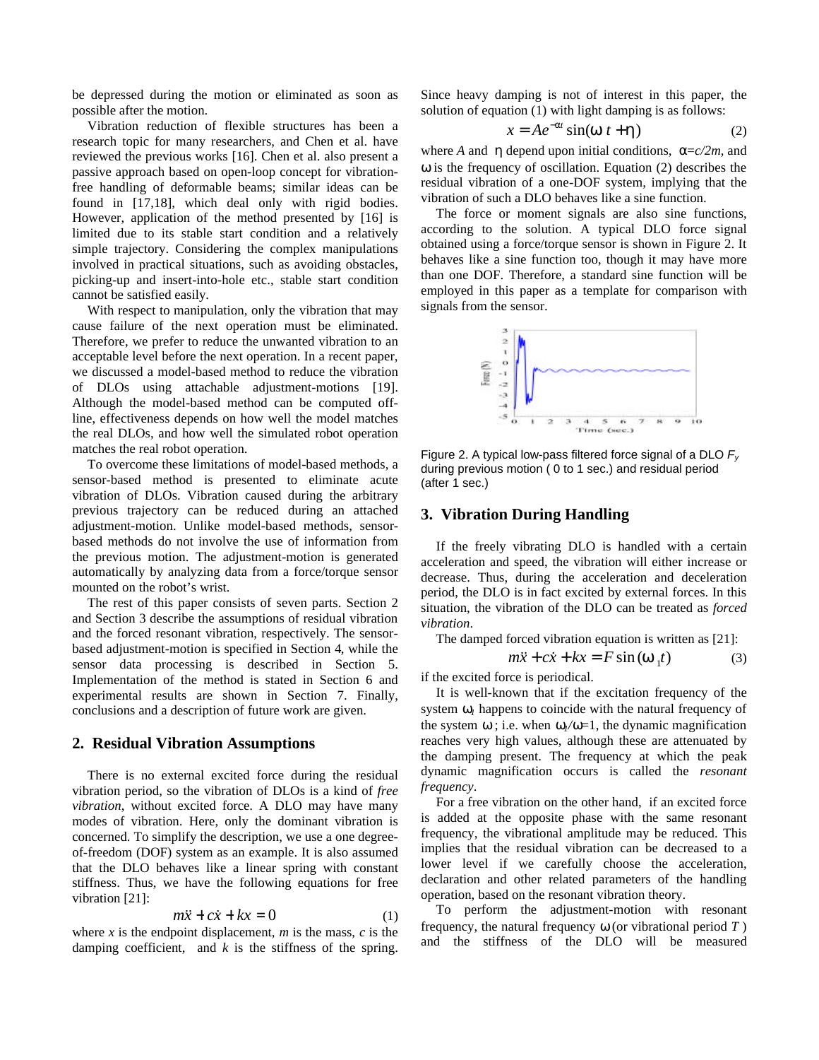be depressed during the motion or eliminated as soon as possible after the motion.

Vibration reduction of flexible structures has been a research topic for many researchers, and Chen et al. have reviewed the previous works [16]. Chen et al. also present a passive approach based on open-loop concept for vibration-free handling of deformable beams; similar ideas can be found in [17,18], which deal only with rigid bodies. However, application of the method presented by [16] is limited due to its stable start condition and a relatively simple trajectory. Considering the complex manipulations involved in practical situations, such as avoiding obstacles, picking-up and insert-into-hole etc., stable start condition cannot be satisfied easily.

With respect to manipulation, only the vibration that may cause failure of the next operation must be eliminated. Therefore, we prefer to reduce the unwanted vibration to an acceptable level before the next operation. In a recent paper, we discussed a model-based method to reduce the vibration of DLOs using attachable adjustment-motions [19]. Although the model-based method can be computed off-line, effectiveness depends on how well the model matches the real DLOs, and how well the simulated robot operation matches the real robot operation.

To overcome these limitations of model-based methods, a sensor-based method is presented to eliminate acute vibration of DLOs. Vibration caused during the arbitrary previous trajectory can be reduced during an attached adjustment-motion. Unlike model-based methods, sensor-based methods do not involve the use of information from the previous motion. The adjustment-motion is generated automatically by analyzing data from a force/torque sensor mounted on the robot's wrist.

The rest of this paper consists of seven parts. Section 2 and Section 3 describe the assumptions of residual vibration and the forced resonant vibration, respectively. The sensor-based adjustment-motion is specified in Section 4, while the sensor data processing is described in Section 5. Implementation of the method is stated in Section 6 and experimental results are shown in Section 7. Finally, conclusions and a description of future work are given.

## 2. Residual Vibration Assumptions

There is no external excited force during the residual vibration period, so the vibration of DLOs is a kind of *free vibration*, without excited force. A DLO may have many modes of vibration. Here, only the dominant vibration is concerned. To simplify the description, we use a one degree-of-freedom (DOF) system as an example. It is also assumed that the DLO behaves like a linear spring with constant stiffness. Thus, we have the following equations for free vibration [21]:

$$m\ddot{x} + c\dot{x} + kx = 0 \tag{1}$$

where $x$ is the endpoint displacement, $m$ is the mass, $c$ is the damping coefficient, and $k$ is the stiffness of the spring. Since heavy damping is not of interest in this paper, the solution of equation (1) with light damping is as follows:

$$x = Ae^{-\alpha t}\sin(\omega t + \eta) \tag{2}$$

where $A$ and $\eta$ depend upon initial conditions, $\alpha = c/2m$, and $\omega$ is the frequency of oscillation. Equation (2) describes the residual vibration of a one-DOF system, implying that the vibration of such a DLO behaves like a sine function.

The force or moment signals are also sine functions, according to the solution. A typical DLO force signal obtained using a force/torque sensor is shown in Figure 2. It behaves like a sine function too, though it may have more than one DOF. Therefore, a standard sine function will be employed in this paper as a template for comparison with signals from the sensor.

Figure 2. A typical low-pass filtered force signal of a DLO $F_y$ during previous motion ( 0 to 1 sec.) and residual period (after 1 sec.)

## 3. Vibration During Handling

If the freely vibrating DLO is handled with a certain acceleration and speed, the vibration will either increase or decrease. Thus, during the acceleration and deceleration period, the DLO is in fact excited by external forces. In this situation, the vibration of the DLO can be treated as *forced vibration*.

The damped forced vibration equation is written as [21]:

$$m\ddot{x} + c\dot{x} + kx = F\sin(\omega_1 t) \tag{3}$$

if the excited force is periodical.

It is well-known that if the excitation frequency of the system $\omega_l$ happens to coincide with the natural frequency of the system $\omega$; i.e. when $\omega_l/\omega=1$, the dynamic magnification reaches very high values, although these are attenuated by the damping present. The frequency at which the peak dynamic magnification occurs is called the *resonant frequency*.

For a free vibration on the other hand, if an excited force is added at the opposite phase with the same resonant frequency, the vibrational amplitude may be reduced. This implies that the residual vibration can be decreased to a lower level if we carefully choose the acceleration, declaration and other related parameters of the handling operation, based on the resonant vibration theory.

To perform the adjustment-motion with resonant frequency, the natural frequency $\omega$ (or vibrational period $T$) and the stiffness of the DLO will be measured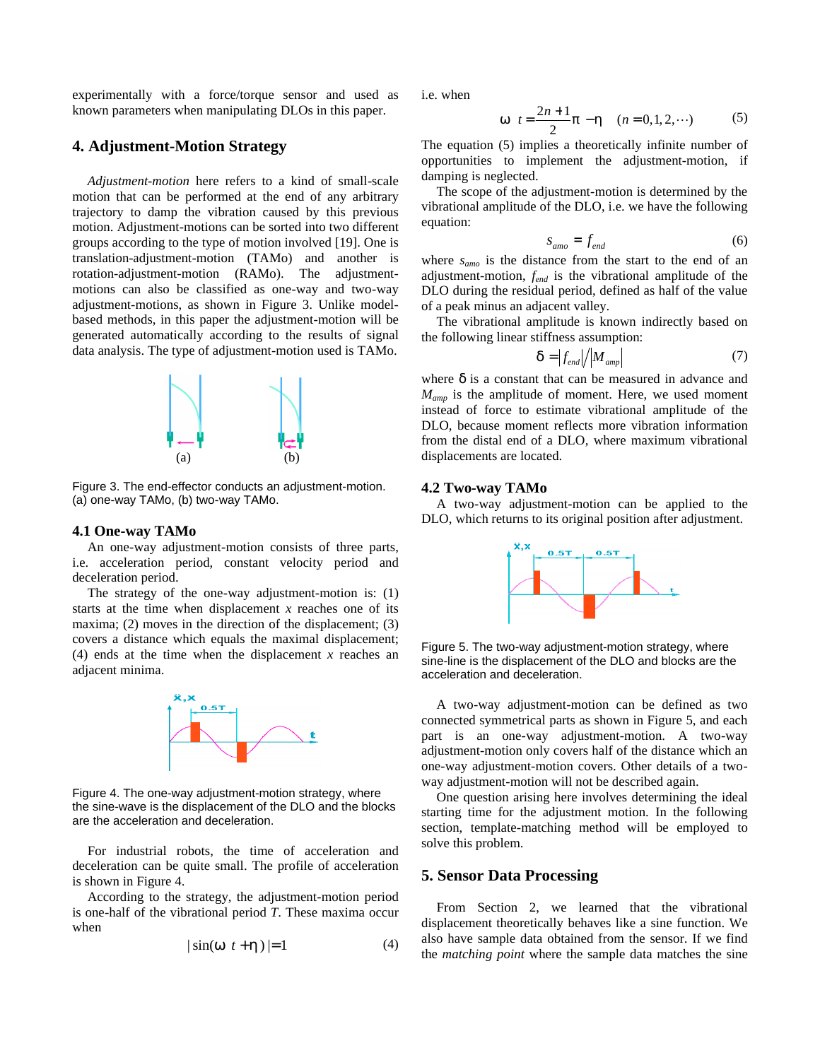experimentally with a force/torque sensor and used as known parameters when manipulating DLOs in this paper.

## 4. Adjustment-Motion Strategy

*Adjustment-motion* here refers to a kind of small-scale motion that can be performed at the end of any arbitrary trajectory to damp the vibration caused by this previous motion. Adjustment-motions can be sorted into two different groups according to the type of motion involved [19]. One is translation-adjustment-motion (TAMo) and another is rotation-adjustment-motion (RAMo). The adjustment-motions can also be classified as one-way and two-way adjustment-motions, as shown in Figure 3. Unlike model-based methods, in this paper the adjustment-motion will be generated automatically according to the results of signal data analysis. The type of adjustment-motion used is TAMo.

Figure 3. The end-effector conducts an adjustment-motion. (a) one-way TAMo, (b) two-way TAMo.

### 4.1 One-way TAMo

An one-way adjustment-motion consists of three parts, i.e. acceleration period, constant velocity period and deceleration period.

The strategy of the one-way adjustment-motion is: (1) starts at the time when displacement $x$ reaches one of its maxima; (2) moves in the direction of the displacement; (3) covers a distance which equals the maximal displacement; (4) ends at the time when the displacement $x$ reaches an adjacent minima.

Figure 4. The one-way adjustment-motion strategy, where the sine-wave is the displacement of the DLO and the blocks are the acceleration and deceleration.

For industrial robots, the time of acceleration and deceleration can be quite small. The profile of acceleration is shown in Figure 4.

According to the strategy, the adjustment-motion period is one-half of the vibrational period $T$. These maxima occur when

$$|\sin(\omega t + \eta)| = 1 \tag{4}$$

i.e. when

$$\omega t = \frac{2n+1}{2}\pi - \eta \quad (n = 0, 1, 2, \cdots) \tag{5}$$

The equation (5) implies a theoretically infinite number of opportunities to implement the adjustment-motion, if damping is neglected.

The scope of the adjustment-motion is determined by the vibrational amplitude of the DLO, i.e. we have the following equation:

$$s_{amo} = f_{end} \tag{6}$$

where $s_{amo}$ is the distance from the start to the end of an adjustment-motion, $f_{end}$ is the vibrational amplitude of the DLO during the residual period, defined as half of the value of a peak minus an adjacent valley.

The vibrational amplitude is known indirectly based on the following linear stiffness assumption:

$$\delta = |f_{end}| / |M_{amp}| \tag{7}$$

where $\delta$ is a constant that can be measured in advance and $M_{amp}$ is the amplitude of moment. Here, we used moment instead of force to estimate vibrational amplitude of the DLO, because moment reflects more vibration information from the distal end of a DLO, where maximum vibrational displacements are located.

### 4.2 Two-way TAMo

A two-way adjustment-motion can be applied to the DLO, which returns to its original position after adjustment.

Figure 5. The two-way adjustment-motion strategy, where sine-line is the displacement of the DLO and blocks are the acceleration and deceleration.

A two-way adjustment-motion can be defined as two connected symmetrical parts as shown in Figure 5, and each part is an one-way adjustment-motion. A two-way adjustment-motion only covers half of the distance which an one-way adjustment-motion covers. Other details of a two-way adjustment-motion will not be described again.

One question arising here involves determining the ideal starting time for the adjustment motion. In the following section, template-matching method will be employed to solve this problem.

## 5. Sensor Data Processing

From Section 2, we learned that the vibrational displacement theoretically behaves like a sine function. We also have sample data obtained from the sensor. If we find the *matching point* where the sample data matches the sine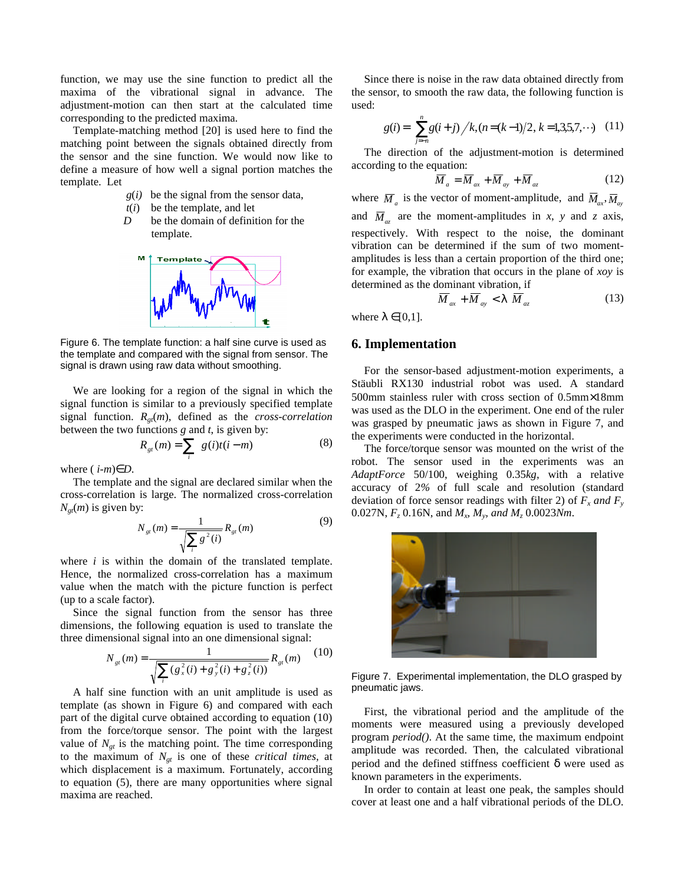function, we may use the sine function to predict all the maxima of the vibrational signal in advance. The adjustment-motion can then start at the calculated time corresponding to the predicted maxima.

Template-matching method [20] is used here to find the matching point between the signals obtained directly from the sensor and the sine function. We would now like to define a measure of how well a signal portion matches the template. Let

$g(i)$ be the signal from the sensor data,
$t(i)$ be the template, and let
$D$ be the domain of definition for the template.

Figure 6. The template function: a half sine curve is used as the template and compared with the signal from sensor. The signal is drawn using raw data without smoothing.

We are looking for a region of the signal in which the signal function is similar to a previously specified template signal function. $R_{gt}(m)$, defined as the *cross-correlation* between the two functions $g$ and $t$, is given by:

$$R_{gt}(m) = \sum_i g(i)t(i-m) \tag{8}$$

where $(i-m) \in D$.

The template and the signal are declared similar when the cross-correlation is large. The normalized cross-correlation $N_{gt}(m)$ is given by:

$$N_{gt}(m) = \frac{1}{\sqrt{\sum_i g^2(i)}} R_{gt}(m) \tag{9}$$

where $i$ is within the domain of the translated template. Hence, the normalized cross-correlation has a maximum value when the match with the picture function is perfect (up to a scale factor).

Since the signal function from the sensor has three dimensions, the following equation is used to translate the three dimensional signal into an one dimensional signal:

$$N_{gt}(m) = \frac{1}{\sqrt{\sum_i (g_x^2(i) + g_y^2(i) + g_z^2(i))}} R_{gt}(m) \tag{10}$$

A half sine function with an unit amplitude is used as template (as shown in Figure 6) and compared with each part of the digital curve obtained according to equation (10) from the force/torque sensor. The point with the largest value of $N_{gt}$ is the matching point. The time corresponding to the maximum of $N_{gt}$ is one of these *critical times*, at which displacement is a maximum. Fortunately, according to equation (5), there are many opportunities where signal maxima are reached.

Since there is noise in the raw data obtained directly from the sensor, to smooth the raw data, the following function is used:

$$g(i) = \sum_{j=-n}^{n} g(i+j)/k, (n = (k-1)/2, k = 1,3,5,7,\cdots) \tag{11}$$

The direction of the adjustment-motion is determined according to the equation:

$$\overline{M}_a = \overline{M}_{ax} + \overline{M}_{ay} + \overline{M}_{az} \tag{12}$$

where $\overline{M}_a$ is the vector of moment-amplitude, and $\overline{M}_{ax}$, $\overline{M}_{ay}$ and $\overline{M}_{az}$ are the moment-amplitudes in $x$, $y$ and $z$ axis, respectively. With respect to the noise, the dominant vibration can be determined if the sum of two moment-amplitudes is less than a certain proportion of the third one; for example, the vibration that occurs in the plane of $xoy$ is determined as the dominant vibration, if

$$\overline{M}_{ax} + \overline{M}_{ay} < \lambda \, \overline{M}_{az} \tag{13}$$

where $\lambda \in [0,1]$.

## 6. Implementation

For the sensor-based adjustment-motion experiments, a Stäubli RX130 industrial robot was used. A standard 500mm stainless ruler with cross section of 0.5mm×18mm was used as the DLO in the experiment. One end of the ruler was grasped by pneumatic jaws as shown in Figure 7, and the experiments were conducted in the horizontal.

The force/torque sensor was mounted on the wrist of the robot. The sensor used in the experiments was an *AdaptForce* 50/100, weighing 0.35*kg*, with a relative accuracy of 2*%* of full scale and resolution (standard deviation of force sensor readings with filter 2) of $F_x$ *and* $F_y$ 0.027N, $F_z$ 0.16N, and $M_x$, $M_y$, *and* $M_z$ 0.0023*Nm*.

Figure 7. Experimental implementation, the DLO grasped by pneumatic jaws.

First, the vibrational period and the amplitude of the moments were measured using a previously developed program *period()*. At the same time, the maximum endpoint amplitude was recorded. Then, the calculated vibrational period and the defined stiffness coefficient δ were used as known parameters in the experiments.

In order to contain at least one peak, the samples should cover at least one and a half vibrational periods of the DLO.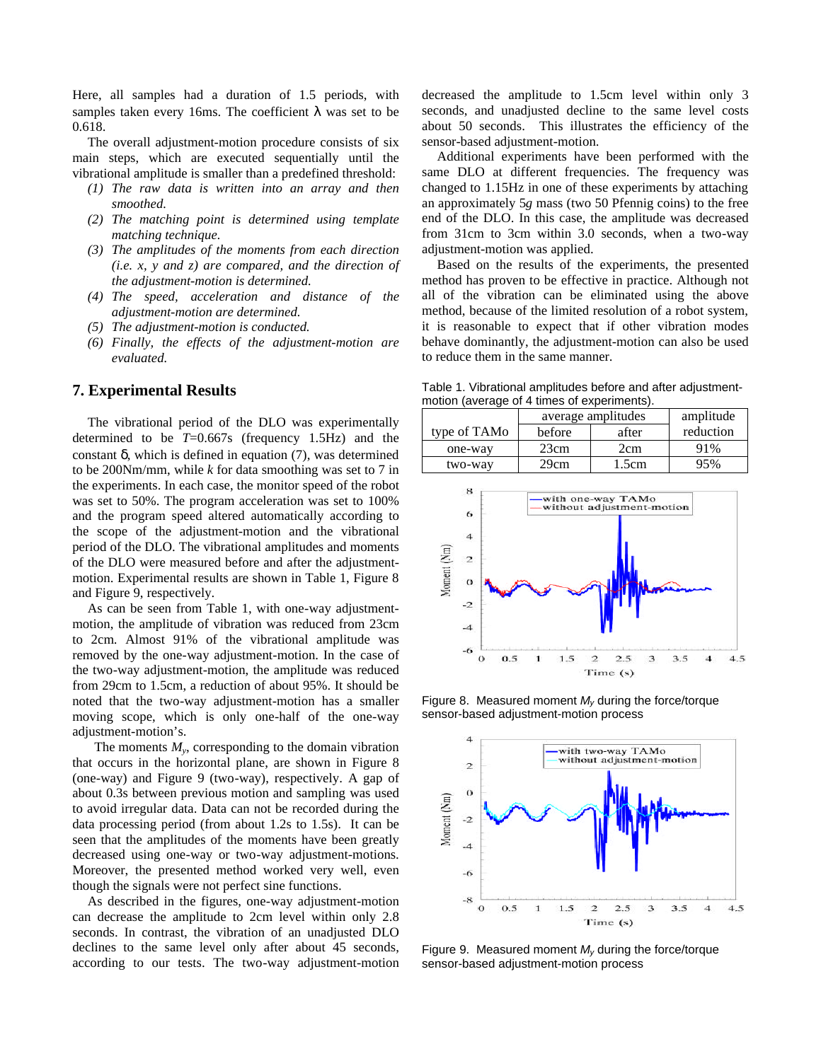Here, all samples had a duration of 1.5 periods, with samples taken every 16ms. The coefficient λ was set to be 0.618.

The overall adjustment-motion procedure consists of six main steps, which are executed sequentially until the vibrational amplitude is smaller than a predefined threshold:

1. *The raw data is written into an array and then smoothed.*
2. *The matching point is determined using template matching technique.*
3. *The amplitudes of the moments from each direction (i.e. x, y and z) are compared, and the direction of the adjustment-motion is determined.*
4. *The speed, acceleration and distance of the adjustment-motion are determined.*
5. *The adjustment-motion is conducted.*
6. *Finally, the effects of the adjustment-motion are evaluated.*

## 7. Experimental Results

The vibrational period of the DLO was experimentally determined to be $T$=0.667s (frequency 1.5Hz) and the constant δ, which is defined in equation (7), was determined to be 200Nm/mm, while $k$ for data smoothing was set to 7 in the experiments. In each case, the monitor speed of the robot was set to 50%. The program acceleration was set to 100% and the program speed altered automatically according to the scope of the adjustment-motion and the vibrational period of the DLO. The vibrational amplitudes and moments of the DLO were measured before and after the adjustment-motion. Experimental results are shown in Table 1, Figure 8 and Figure 9, respectively.

As can be seen from Table 1, with one-way adjustment-motion, the amplitude of vibration was reduced from 23cm to 2cm. Almost 91% of the vibrational amplitude was removed by the one-way adjustment-motion. In the case of the two-way adjustment-motion, the amplitude was reduced from 29cm to 1.5cm, a reduction of about 95%. It should be noted that the two-way adjustment-motion has a smaller moving scope, which is only one-half of the one-way adjustment-motion's.

The moments $M_y$, corresponding to the domain vibration that occurs in the horizontal plane, are shown in Figure 8 (one-way) and Figure 9 (two-way), respectively. A gap of about 0.3s between previous motion and sampling was used to avoid irregular data. Data can not be recorded during the data processing period (from about 1.2s to 1.5s). It can be seen that the amplitudes of the moments have been greatly decreased using one-way or two-way adjustment-motions. Moreover, the presented method worked very well, even though the signals were not perfect sine functions.

As described in the figures, one-way adjustment-motion can decrease the amplitude to 2cm level within only 2.8 seconds. In contrast, the vibration of an unadjusted DLO declines to the same level only after about 45 seconds, according to our tests. The two-way adjustment-motion decreased the amplitude to 1.5cm level within only 3 seconds, and unadjusted decline to the same level costs about 50 seconds. This illustrates the efficiency of the sensor-based adjustment-motion.

Additional experiments have been performed with the same DLO at different frequencies. The frequency was changed to 1.15Hz in one of these experiments by attaching an approximately 5$g$ mass (two 50 Pfennig coins) to the free end of the DLO. In this case, the amplitude was decreased from 31cm to 3cm within 3.0 seconds, when a two-way adjustment-motion was applied.

Based on the results of the experiments, the presented method has proven to be effective in practice. Although not all of the vibration can be eliminated using the above method, because of the limited resolution of a robot system, it is reasonable to expect that if other vibration modes behave dominantly, the adjustment-motion can also be used to reduce them in the same manner.

Table 1. Vibrational amplitudes before and after adjustment-motion (average of 4 times of experiments).

| type of TAMo | average amplitudes | | amplitude reduction |
|---|---|---|---|
| | before | after | |
| one-way | 23cm | 2cm | 91% |
| two-way | 29cm | 1.5cm | 95% |

Figure 8. Measured moment $M_y$ during the force/torque sensor-based adjustment-motion process

Figure 9. Measured moment $M_y$ during the force/torque sensor-based adjustment-motion process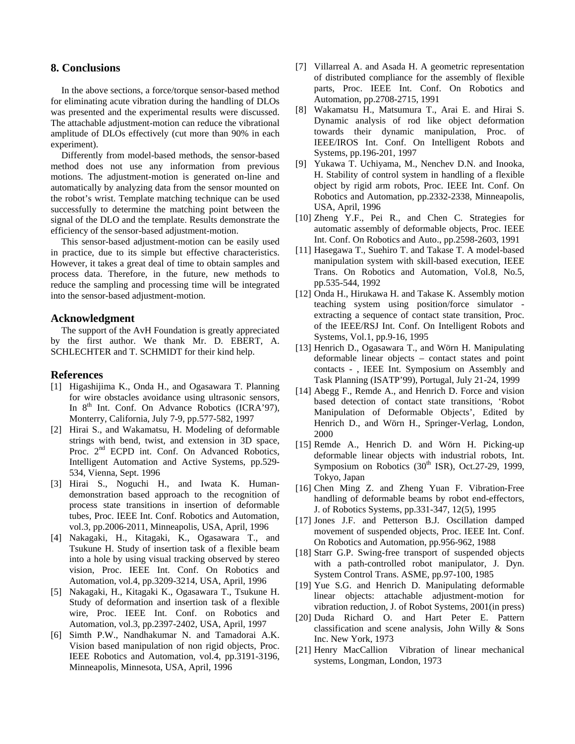## 8. Conclusions

In the above sections, a force/torque sensor-based method for eliminating acute vibration during the handling of DLOs was presented and the experimental results were discussed. The attachable adjustment-motion can reduce the vibrational amplitude of DLOs effectively (cut more than 90% in each experiment).

Differently from model-based methods, the sensor-based method does not use any information from previous motions. The adjustment-motion is generated on-line and automatically by analyzing data from the sensor mounted on the robot's wrist. Template matching technique can be used successfully to determine the matching point between the signal of the DLO and the template. Results demonstrate the efficiency of the sensor-based adjustment-motion.

This sensor-based adjustment-motion can be easily used in practice, due to its simple but effective characteristics. However, it takes a great deal of time to obtain samples and process data. Therefore, in the future, new methods to reduce the sampling and processing time will be integrated into the sensor-based adjustment-motion.

## Acknowledgment

The support of the AvH Foundation is greatly appreciated by the first author. We thank Mr. D. EBERT, A. SCHLECHTER and T. SCHMIDT for their kind help.

## References

[1] Higashijima K., Onda H., and Ogasawara T. Planning for wire obstacles avoidance using ultrasonic sensors, In 8th Int. Conf. On Advance Robotics (ICRA'97), Monterry, California, July 7-9, pp.577-582, 1997

[2] Hirai S., and Wakamatsu, H. Modeling of deformable strings with bend, twist, and extension in 3D space, Proc. 2nd ECPD int. Conf. On Advanced Robotics, Intelligent Automation and Active Systems, pp.529-534, Vienna, Sept. 1996

[3] Hirai S., Noguchi H., and Iwata K. Human-demonstration based approach to the recognition of process state transitions in insertion of deformable tubes, Proc. IEEE Int. Conf. Robotics and Automation, vol.3, pp.2006-2011, Minneapolis, USA, April, 1996

[4] Nakagaki, H., Kitagaki, K., Ogasawara T., and Tsukune H. Study of insertion task of a flexible beam into a hole by using visual tracking observed by stereo vision, Proc. IEEE Int. Conf. On Robotics and Automation, vol.4, pp.3209-3214, USA, April, 1996

[5] Nakagaki, H., Kitagaki K., Ogasawara T., Tsukune H. Study of deformation and insertion task of a flexible wire, Proc. IEEE Int. Conf. on Robotics and Automation, vol.3, pp.2397-2402, USA, April, 1997

[6] Simth P.W., Nandhakumar N. and Tamadorai A.K. Vision based manipulation of non rigid objects, Proc. IEEE Robotics and Automation, vol.4, pp.3191-3196, Minneapolis, Minnesota, USA, April, 1996

[7] Villarreal A. and Asada H. A geometric representation of distributed compliance for the assembly of flexible parts, Proc. IEEE Int. Conf. On Robotics and Automation, pp.2708-2715, 1991

[8] Wakamatsu H., Matsumura T., Arai E. and Hirai S. Dynamic analysis of rod like object deformation towards their dynamic manipulation, Proc. of IEEE/IROS Int. Conf. On Intelligent Robots and Systems, pp.196-201, 1997

[9] Yukawa T. Uchiyama, M., Nenchev D.N. and Inooka, H. Stability of control system in handling of a flexible object by rigid arm robots, Proc. IEEE Int. Conf. On Robotics and Automation, pp.2332-2338, Minneapolis, USA, April, 1996

[10] Zheng Y.F., Pei R., and Chen C. Strategies for automatic assembly of deformable objects, Proc. IEEE Int. Conf. On Robotics and Auto., pp.2598-2603, 1991

[11] Hasegawa T., Suehiro T. and Takase T. A model-based manipulation system with skill-based execution, IEEE Trans. On Robotics and Automation, Vol.8, No.5, pp.535-544, 1992

[12] Onda H., Hirukawa H. and Takase K. Assembly motion teaching system using position/force simulator - extracting a sequence of contact state transition, Proc. of the IEEE/RSJ Int. Conf. On Intelligent Robots and Systems, Vol.1, pp.9-16, 1995

[13] Henrich D., Ogasawara T., and Wörn H. Manipulating deformable linear objects – contact states and point contacts - , IEEE Int. Symposium on Assembly and Task Planning (ISATP'99), Portugal, July 21-24, 1999

[14] Abegg F., Remde A., and Henrich D. Force and vision based detection of contact state transitions, 'Robot Manipulation of Deformable Objects', Edited by Henrich D., and Wörn H., Springer-Verlag, London, 2000

[15] Remde A., Henrich D. and Wörn H. Picking-up deformable linear objects with industrial robots, Int. Symposium on Robotics (30th ISR), Oct.27-29, 1999, Tokyo, Japan

[16] Chen Ming Z. and Zheng Yuan F. Vibration-Free handling of deformable beams by robot end-effectors, J. of Robotics Systems, pp.331-347, 12(5), 1995

[17] Jones J.F. and Petterson B.J. Oscillation damped movement of suspended objects, Proc. IEEE Int. Conf. On Robotics and Automation, pp.956-962, 1988

[18] Starr G.P. Swing-free transport of suspended objects with a path-controlled robot manipulator, J. Dyn. System Control Trans. ASME, pp.97-100, 1985

[19] Yue S.G. and Henrich D. Manipulating deformable linear objects: attachable adjustment-motion for vibration reduction, J. of Robot Systems, 2001(in press)

[20] Duda Richard O. and Hart Peter E. Pattern classification and scene analysis, John Willy & Sons Inc. New York, 1973

[21] Henry MacCallion Vibration of linear mechanical systems, Longman, London, 1973